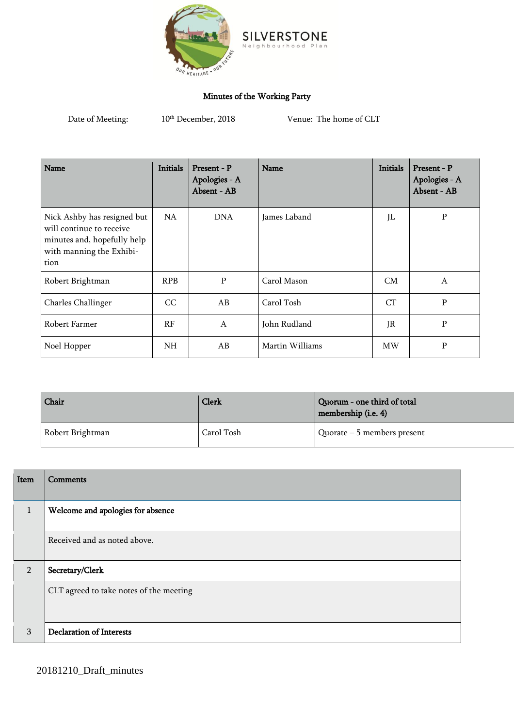SILVERSTONE
Neighbourhood Plan

OUR HERITAGE • OUR FUTURE

# Minutes of the Working Party

Date of Meeting: 10th December, 2018 Venue: The home of CLT

| Name | Initials | Present - P Apologies - A Absent - AB | Name | Initials | Present - P Apologies - A Absent - AB |
|---|---|---|---|---|---|
| Nick Ashby has resigned but will continue to receive minutes and, hopefully help with manning the Exhibition | NA | DNA | James Laband | JL | P |
| Robert Brightman | RPB | P | Carol Mason | CM | A |
| Charles Challinger | CC | AB | Carol Tosh | CT | P |
| Robert Farmer | RF | A | John Rudland | JR | P |
| Noel Hopper | NH | AB | Martin Williams | MW | P |

| Chair | Clerk | Quorum - one third of total membership (i.e. 4) |
|---|---|---|
| Robert Brightman | Carol Tosh | Quorate – 5 members present |

| Item | Comments |
|---|---|
| 1 | **Welcome and apologies for absence** |
| | Received and as noted above. |
| 2 | **Secretary/Clerk** |
| | CLT agreed to take notes of the meeting |
| 3 | **Declaration of Interests** |

20181210_Draft_minutes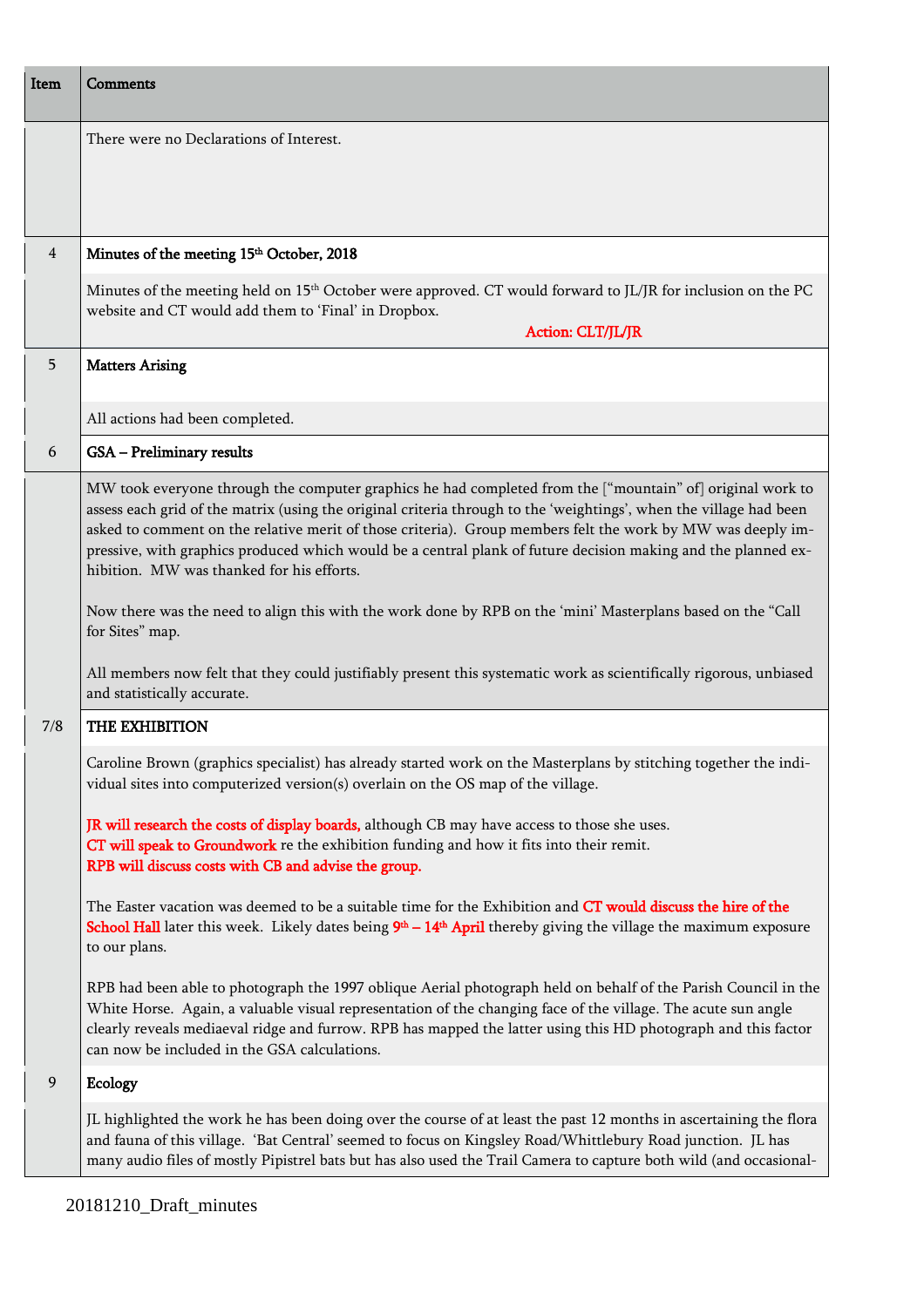| Item | Comments |
|---|---|
| | There were no Declarations of Interest. |
| 4 | **Minutes of the meeting 15th October, 2018** |
| | Minutes of the meeting held on 15th October were approved. CT would forward to JL/JR for inclusion on the PC website and CT would add them to 'Final' in Dropbox.<br>**Action: CLT/JL/JR** |
| 5 | **Matters Arising** |
| | All actions had been completed. |
| 6 | **GSA – Preliminary results** |
| | MW took everyone through the computer graphics he had completed from the ["mountain" of] original work to assess each grid of the matrix (using the original criteria through to the 'weightings', when the village had been asked to comment on the relative merit of those criteria). Group members felt the work by MW was deeply impressive, with graphics produced which would be a central plank of future decision making and the planned exhibition. MW was thanked for his efforts.<br><br>Now there was the need to align this with the work done by RPB on the 'mini' Masterplans based on the "Call for Sites" map.<br><br>All members now felt that they could justifiably present this systematic work as scientifically rigorous, unbiased and statistically accurate. |
| 7/8 | **THE EXHIBITION** |
| | Caroline Brown (graphics specialist) has already started work on the Masterplans by stitching together the individual sites into computerized version(s) overlain on the OS map of the village.<br><br>JR will research the costs of display boards, although CB may have access to those she uses.<br>CT will speak to Groundwork re the exhibition funding and how it fits into their remit.<br>RPB will discuss costs with CB and advise the group.<br><br>The Easter vacation was deemed to be a suitable time for the Exhibition and CT would discuss the hire of the School Hall later this week. Likely dates being 9th – 14th April thereby giving the village the maximum exposure to our plans.<br><br>RPB had been able to photograph the 1997 oblique Aerial photograph held on behalf of the Parish Council in the White Horse. Again, a valuable visual representation of the changing face of the village. The acute sun angle clearly reveals mediaeval ridge and furrow. RPB has mapped the latter using this HD photograph and this factor can now be included in the GSA calculations. |
| 9 | **Ecology** |
| | JL highlighted the work he has been doing over the course of at least the past 12 months in ascertaining the flora and fauna of this village. 'Bat Central' seemed to focus on Kingsley Road/Whittlebury Road junction. JL has many audio files of mostly Pipistrel bats but has also used the Trail Camera to capture both wild (and occasional- |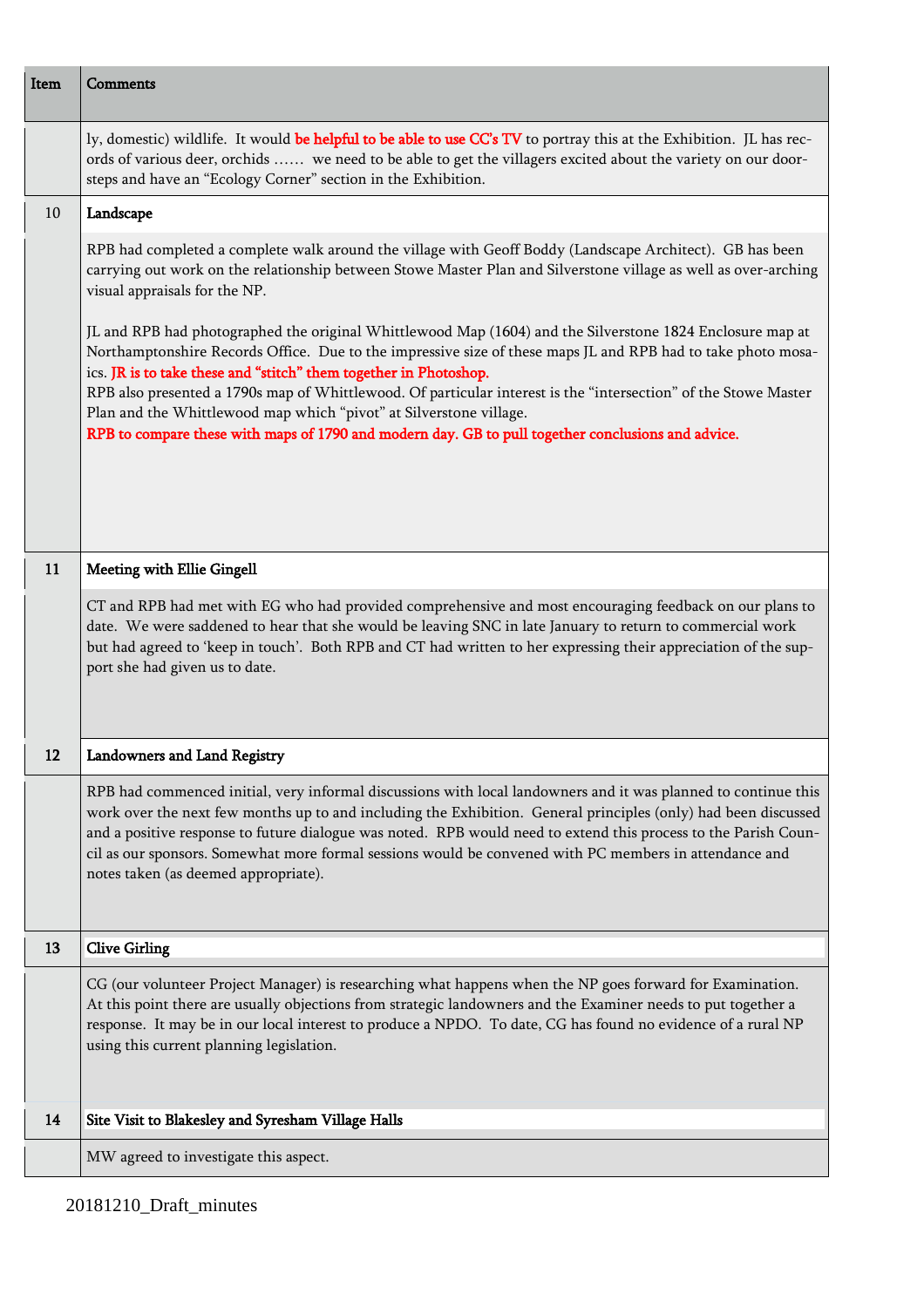| Item | Comments |
| --- | --- |
| | ly, domestic) wildlife. It would be helpful to be able to use CC's TV to portray this at the Exhibition. JL has records of various deer, orchids …… we need to be able to get the villagers excited about the variety on our doorsteps and have an "Ecology Corner" section in the Exhibition. |
| 10 | **Landscape** |
| | RPB had completed a complete walk around the village with Geoff Boddy (Landscape Architect). GB has been carrying out work on the relationship between Stowe Master Plan and Silverstone village as well as over-arching visual appraisals for the NP.<br><br>JL and RPB had photographed the original Whittlewood Map (1604) and the Silverstone 1824 Enclosure map at Northamptonshire Records Office. Due to the impressive size of these maps JL and RPB had to take photo mosaics. **JR is to take these and "stitch" them together in Photoshop.**<br>RPB also presented a 1790s map of Whittlewood. Of particular interest is the "intersection" of the Stowe Master Plan and the Whittlewood map which "pivot" at Silverstone village.<br>**RPB to compare these with maps of 1790 and modern day. GB to pull together conclusions and advice.** |
| 11 | **Meeting with Ellie Gingell** |
| | CT and RPB had met with EG who had provided comprehensive and most encouraging feedback on our plans to date. We were saddened to hear that she would be leaving SNC in late January to return to commercial work but had agreed to 'keep in touch'. Both RPB and CT had written to her expressing their appreciation of the support she had given us to date. |
| 12 | **Landowners and Land Registry** |
| | RPB had commenced initial, very informal discussions with local landowners and it was planned to continue this work over the next few months up to and including the Exhibition. General principles (only) had been discussed and a positive response to future dialogue was noted. RPB would need to extend this process to the Parish Council as our sponsors. Somewhat more formal sessions would be convened with PC members in attendance and notes taken (as deemed appropriate). |
| 13 | **Clive Girling** |
| | CG (our volunteer Project Manager) is researching what happens when the NP goes forward for Examination. At this point there are usually objections from strategic landowners and the Examiner needs to put together a response. It may be in our local interest to produce a NPDO. To date, CG has found no evidence of a rural NP using this current planning legislation. |
| 14 | **Site Visit to Blakesley and Syresham Village Halls** |
| | MW agreed to investigate this aspect. |

20181210_Draft_minutes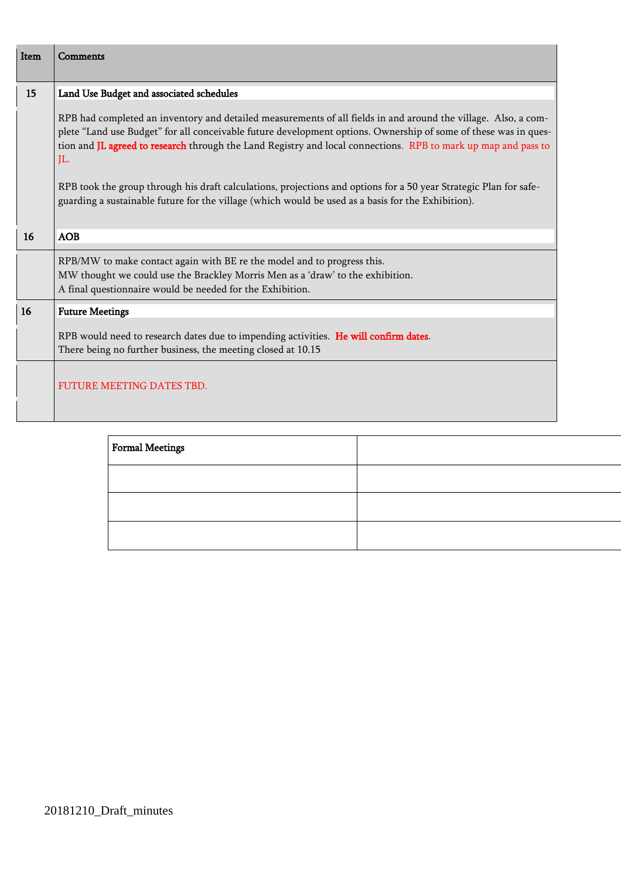| Item | Comments |
|---|---|
| 15 | **Land Use Budget and associated schedules**<br><br>RPB had completed an inventory and detailed measurements of all fields in and around the village. Also, a complete "Land use Budget" for all conceivable future development options. Ownership of some of these was in question and **JL agreed to research** through the Land Registry and local connections. RPB to mark up map and pass to JL.<br><br>RPB took the group through his draft calculations, projections and options for a 50 year Strategic Plan for safeguarding a sustainable future for the village (which would be used as a basis for the Exhibition). |
| 16 | **AOB** |
| | RPB/MW to make contact again with BE re the model and to progress this.<br>MW thought we could use the Brackley Morris Men as a 'draw' to the exhibition.<br>A final questionnaire would be needed for the Exhibition. |
| 16 | **Future Meetings**<br><br>RPB would need to research dates due to impending activities. **He will confirm dates**.<br>There being no further business, the meeting closed at 10.15 |
| | FUTURE MEETING DATES TBD. |

| **Formal Meetings** | |
|---|---|
| | |
| | |
| | |

20181210_Draft_minutes